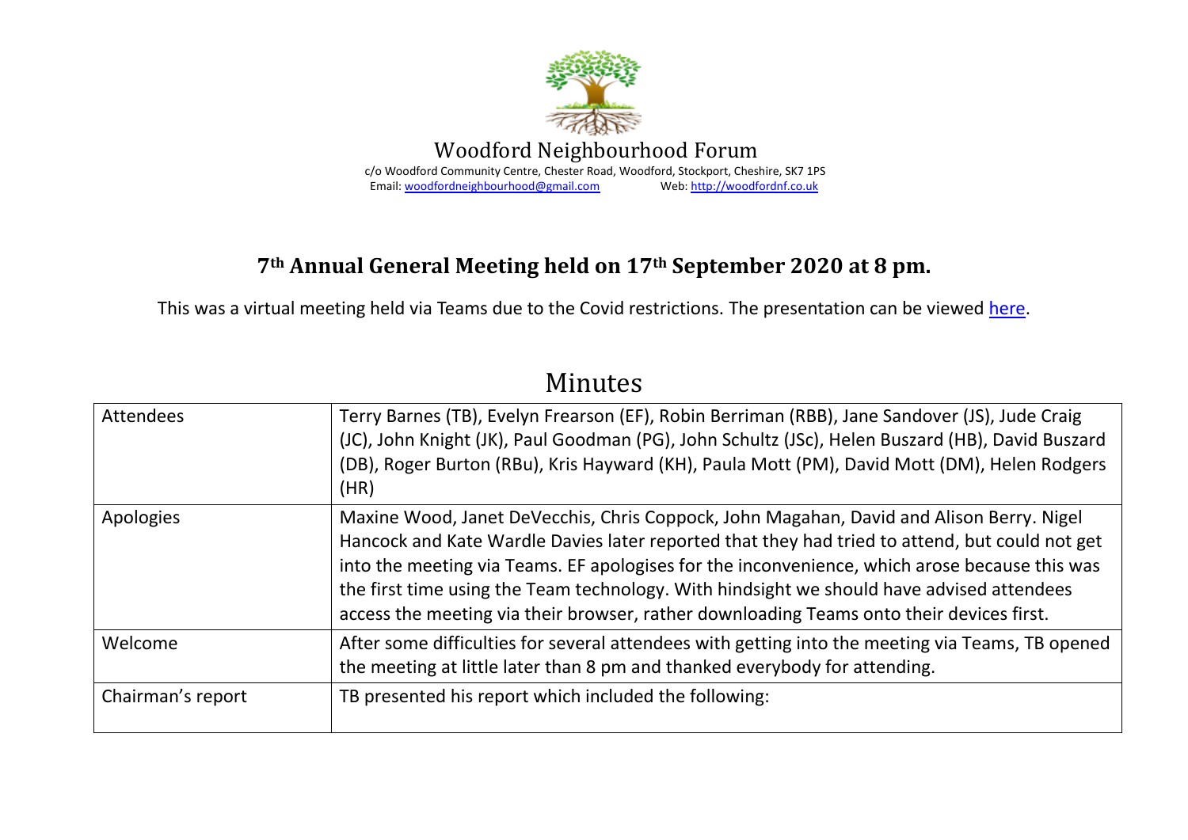Woodford Neighbourhood Forum

c/o Woodford Community Centre, Chester Road, Woodford, Stockport, Cheshire, SK7 1PS

Email: woodfordneighbourhood@gmail.com Web: http://woodfordnf.co.uk

## 7th Annual General Meeting held on 17th September 2020 at 8 pm.

This was a virtual meeting held via Teams due to the Covid restrictions. The presentation can be viewed here.

# Minutes

| | |
|---|---|
| Attendees | Terry Barnes (TB), Evelyn Frearson (EF), Robin Berriman (RBB), Jane Sandover (JS), Jude Craig (JC), John Knight (JK), Paul Goodman (PG), John Schultz (JSc), Helen Buszard (HB), David Buszard (DB), Roger Burton (RBu), Kris Hayward (KH), Paula Mott (PM), David Mott (DM), Helen Rodgers (HR) |
| Apologies | Maxine Wood, Janet DeVecchis, Chris Coppock, John Magahan, David and Alison Berry. Nigel Hancock and Kate Wardle Davies later reported that they had tried to attend, but could not get into the meeting via Teams. EF apologises for the inconvenience, which arose because this was the first time using the Team technology. With hindsight we should have advised attendees access the meeting via their browser, rather downloading Teams onto their devices first. |
| Welcome | After some difficulties for several attendees with getting into the meeting via Teams, TB opened the meeting at little later than 8 pm and thanked everybody for attending. |
| Chairman's report | TB presented his report which included the following: |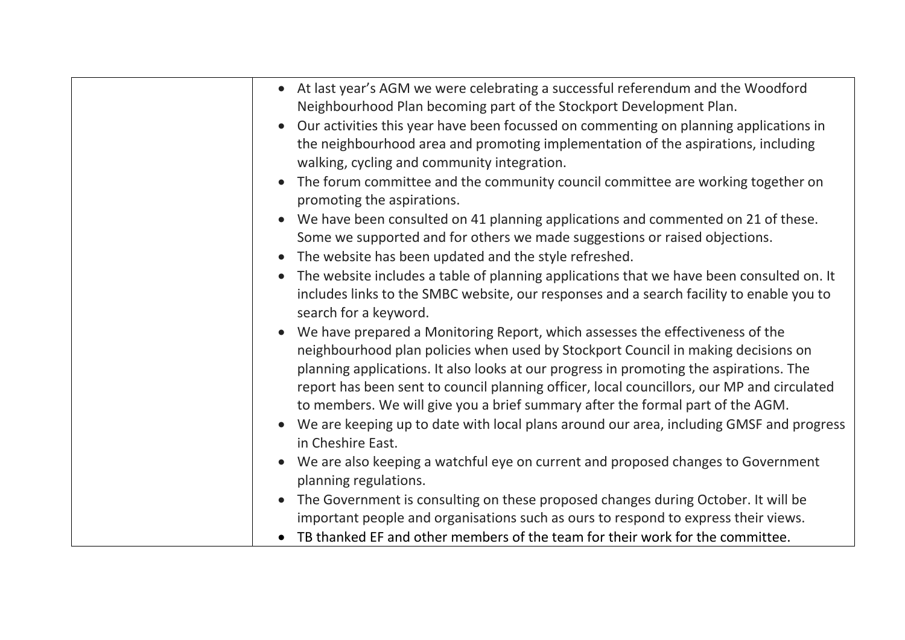| | |
|---|---|
| | • At last year's AGM we were celebrating a successful referendum and the Woodford Neighbourhood Plan becoming part of the Stockport Development Plan.<br>• Our activities this year have been focussed on commenting on planning applications in the neighbourhood area and promoting implementation of the aspirations, including walking, cycling and community integration.<br>• The forum committee and the community council committee are working together on promoting the aspirations.<br>• We have been consulted on 41 planning applications and commented on 21 of these. Some we supported and for others we made suggestions or raised objections.<br>• The website has been updated and the style refreshed.<br>• The website includes a table of planning applications that we have been consulted on. It includes links to the SMBC website, our responses and a search facility to enable you to search for a keyword.<br>• We have prepared a Monitoring Report, which assesses the effectiveness of the neighbourhood plan policies when used by Stockport Council in making decisions on planning applications. It also looks at our progress in promoting the aspirations. The report has been sent to council planning officer, local councillors, our MP and circulated to members. We will give you a brief summary after the formal part of the AGM.<br>• We are keeping up to date with local plans around our area, including GMSF and progress in Cheshire East.<br>• We are also keeping a watchful eye on current and proposed changes to Government planning regulations.<br>• The Government is consulting on these proposed changes during October. It will be important people and organisations such as ours to respond to express their views.<br>• TB thanked EF and other members of the team for their work for the committee. |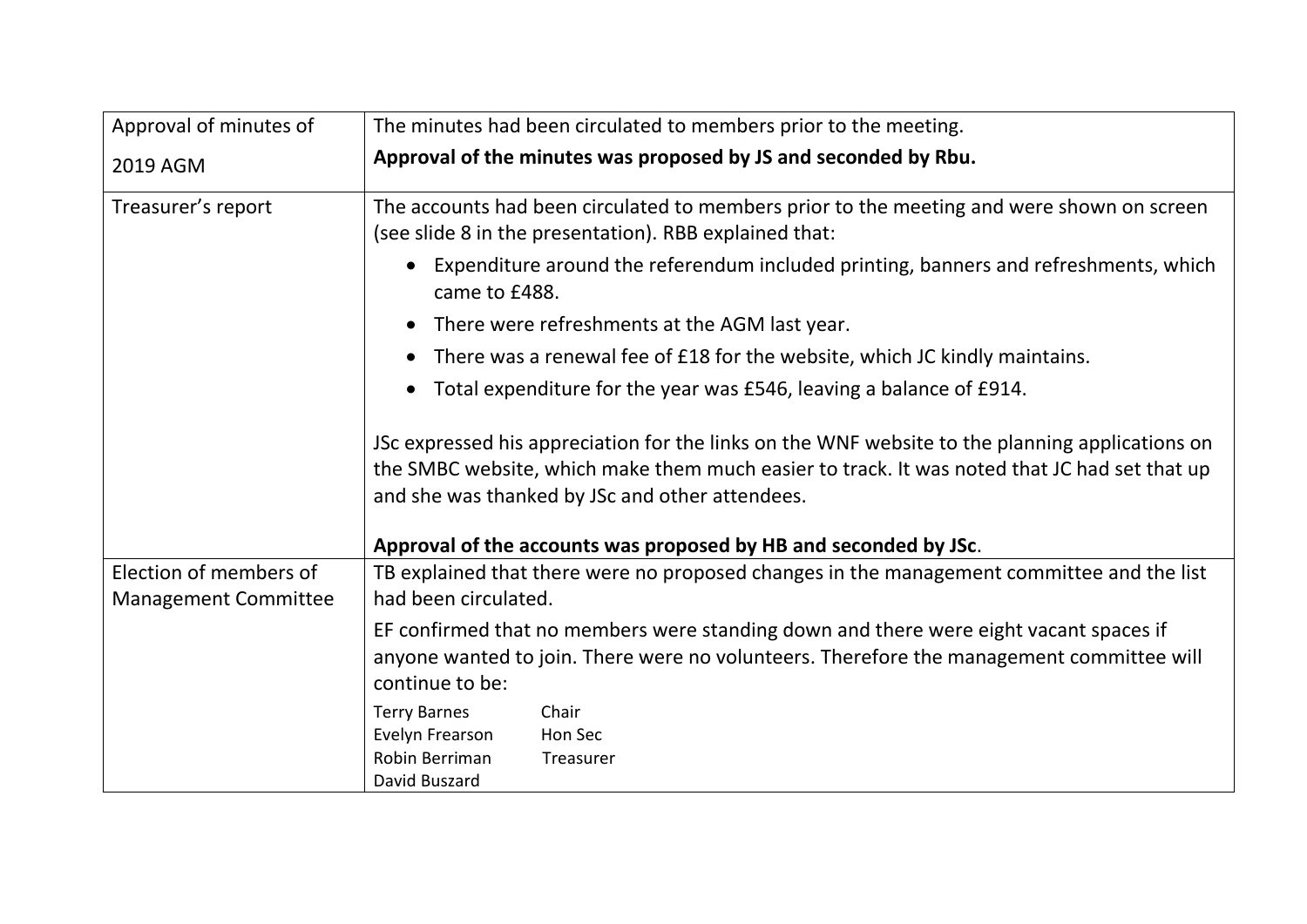| Approval of minutes of 2019 AGM | The minutes had been circulated to members prior to the meeting.<br>**Approval of the minutes was proposed by JS and seconded by Rbu.** |
|---|---|
| Treasurer's report | The accounts had been circulated to members prior to the meeting and were shown on screen (see slide 8 in the presentation). RBB explained that:<br>• Expenditure around the referendum included printing, banners and refreshments, which came to £488.<br>• There were refreshments at the AGM last year.<br>• There was a renewal fee of £18 for the website, which JC kindly maintains.<br>• Total expenditure for the year was £546, leaving a balance of £914.<br><br>JSc expressed his appreciation for the links on the WNF website to the planning applications on the SMBC website, which make them much easier to track. It was noted that JC had set that up and she was thanked by JSc and other attendees.<br><br>**Approval of the accounts was proposed by HB and seconded by JSc**. |
| Election of members of Management Committee | TB explained that there were no proposed changes in the management committee and the list had been circulated.<br>EF confirmed that no members were standing down and there were eight vacant spaces if anyone wanted to join. There were no volunteers. Therefore the management committee will continue to be:<br>Terry Barnes Chair<br>Evelyn Frearson Hon Sec<br>Robin Berriman Treasurer<br>David Buszard |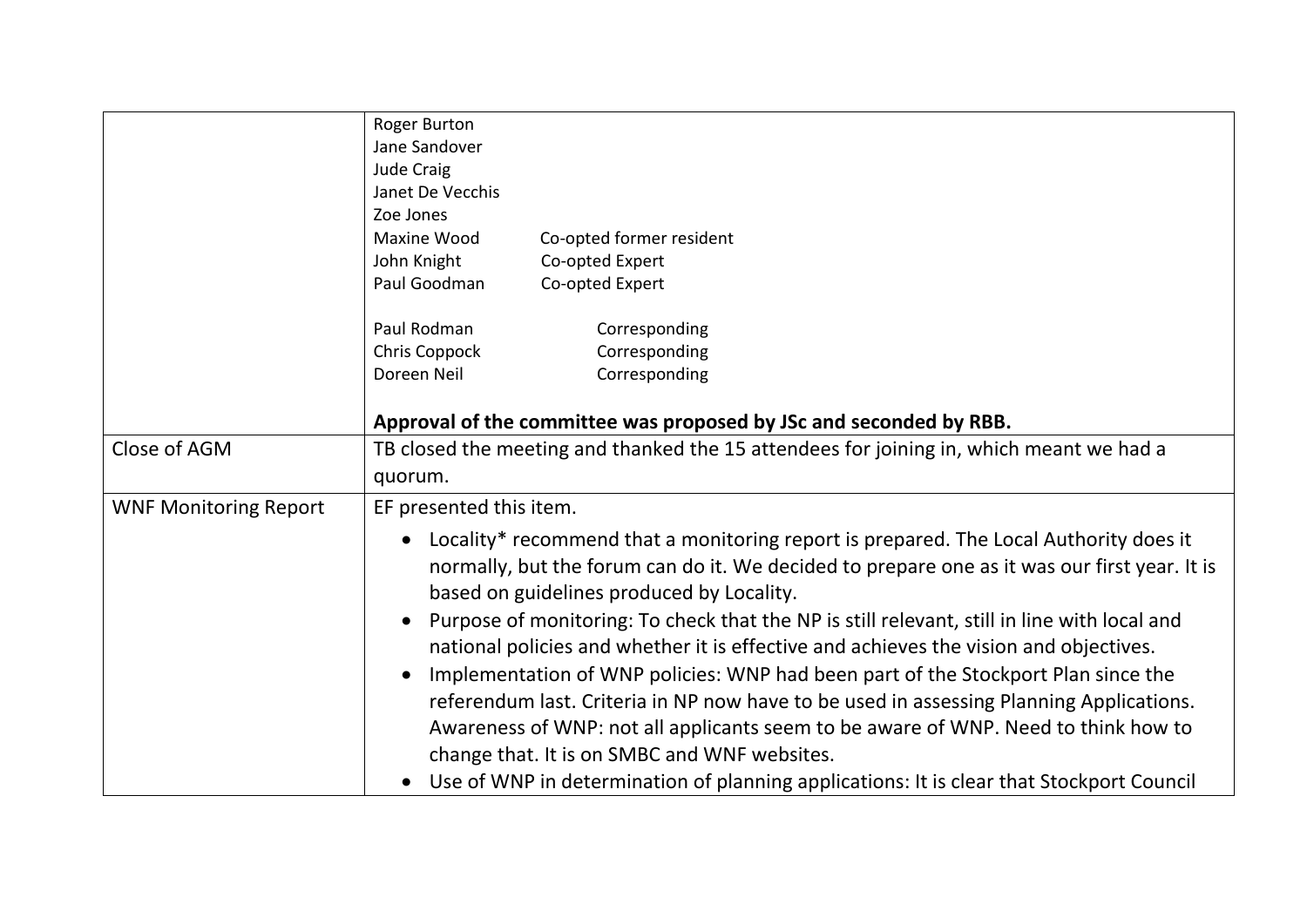| | |
|---|---|
| | Roger Burton<br>Jane Sandover<br>Jude Craig<br>Janet De Vecchis<br>Zoe Jones<br>Maxine Wood Co-opted former resident<br>John Knight Co-opted Expert<br>Paul Goodman Co-opted Expert<br><br>Paul Rodman Corresponding<br>Chris Coppock Corresponding<br>Doreen Neil Corresponding<br><br>**Approval of the committee was proposed by JSc and seconded by RBB.** |
| Close of AGM | TB closed the meeting and thanked the 15 attendees for joining in, which meant we had a quorum. |
| WNF Monitoring Report | EF presented this item.<br>• Locality* recommend that a monitoring report is prepared. The Local Authority does it normally, but the forum can do it. We decided to prepare one as it was our first year. It is based on guidelines produced by Locality.<br>• Purpose of monitoring: To check that the NP is still relevant, still in line with local and national policies and whether it is effective and achieves the vision and objectives.<br>• Implementation of WNP policies: WNP had been part of the Stockport Plan since the referendum last. Criteria in NP now have to be used in assessing Planning Applications. Awareness of WNP: not all applicants seem to be aware of WNP. Need to think how to change that. It is on SMBC and WNF websites.<br>• Use of WNP in determination of planning applications: It is clear that Stockport Council |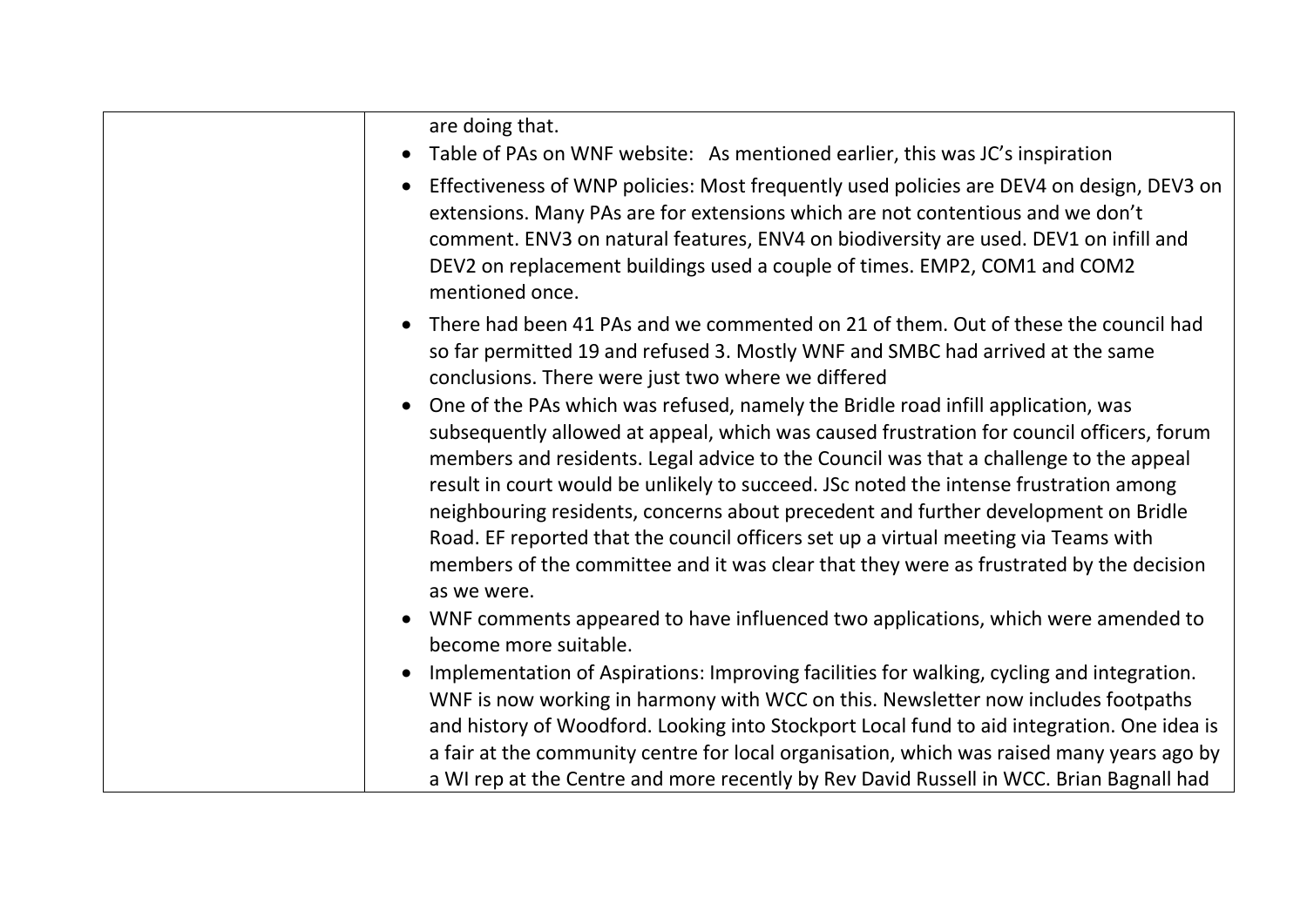| | are doing that.<br>• Table of PAs on WNF website: As mentioned earlier, this was JC's inspiration<br>• Effectiveness of WNP policies: Most frequently used policies are DEV4 on design, DEV3 on extensions. Many PAs are for extensions which are not contentious and we don't comment. ENV3 on natural features, ENV4 on biodiversity are used. DEV1 on infill and DEV2 on replacement buildings used a couple of times. EMP2, COM1 and COM2 mentioned once.<br>• There had been 41 PAs and we commented on 21 of them. Out of these the council had so far permitted 19 and refused 3. Mostly WNF and SMBC had arrived at the same conclusions. There were just two where we differed<br>• One of the PAs which was refused, namely the Bridle road infill application, was subsequently allowed at appeal, which was caused frustration for council officers, forum members and residents. Legal advice to the Council was that a challenge to the appeal result in court would be unlikely to succeed. JSc noted the intense frustration among neighbouring residents, concerns about precedent and further development on Bridle Road. EF reported that the council officers set up a virtual meeting via Teams with members of the committee and it was clear that they were as frustrated by the decision as we were.<br>• WNF comments appeared to have influenced two applications, which were amended to become more suitable.<br>• Implementation of Aspirations: Improving facilities for walking, cycling and integration. WNF is now working in harmony with WCC on this. Newsletter now includes footpaths and history of Woodford. Looking into Stockport Local fund to aid integration. One idea is a fair at the community centre for local organisation, which was raised many years ago by a WI rep at the Centre and more recently by Rev David Russell in WCC. Brian Bagnall had |
|---|---|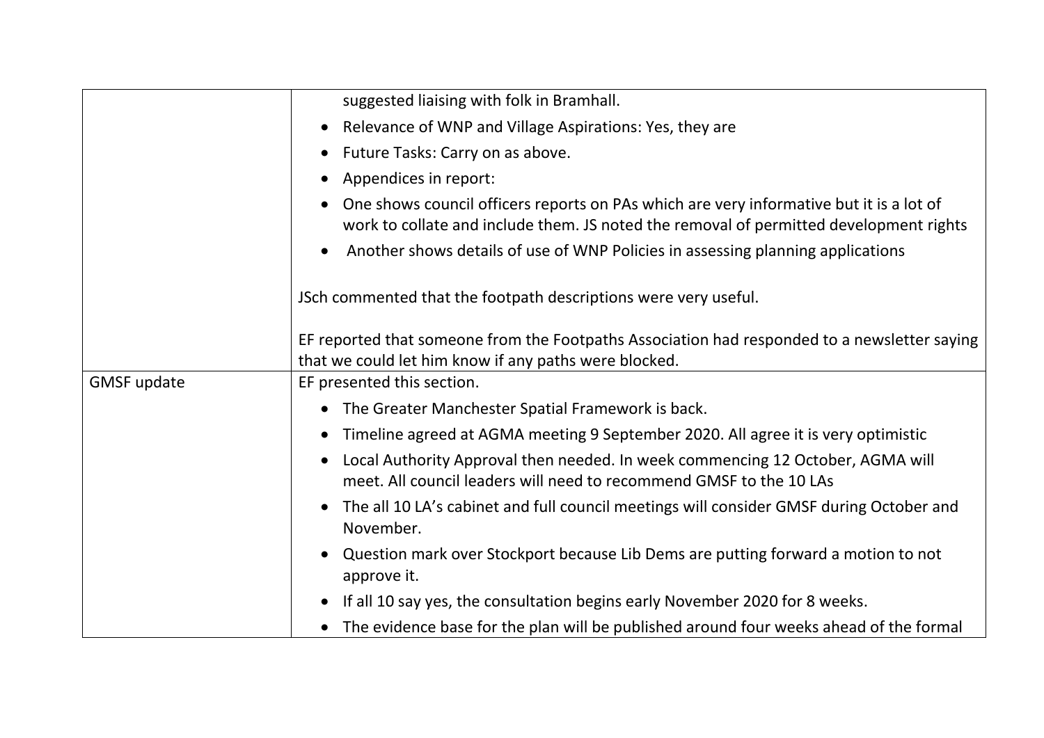| | |
|---|---|
| | suggested liaising with folk in Bramhall.<br>• Relevance of WNP and Village Aspirations: Yes, they are<br>• Future Tasks: Carry on as above.<br>• Appendices in report:<br>• One shows council officers reports on PAs which are very informative but it is a lot of work to collate and include them. JS noted the removal of permitted development rights<br>• Another shows details of use of WNP Policies in assessing planning applications<br><br>JSch commented that the footpath descriptions were very useful.<br><br>EF reported that someone from the Footpaths Association had responded to a newsletter saying that we could let him know if any paths were blocked. |
| GMSF update | EF presented this section.<br>• The Greater Manchester Spatial Framework is back.<br>• Timeline agreed at AGMA meeting 9 September 2020. All agree it is very optimistic<br>• Local Authority Approval then needed. In week commencing 12 October, AGMA will meet. All council leaders will need to recommend GMSF to the 10 LAs<br>• The all 10 LA's cabinet and full council meetings will consider GMSF during October and November.<br>• Question mark over Stockport because Lib Dems are putting forward a motion to not approve it.<br>• If all 10 say yes, the consultation begins early November 2020 for 8 weeks.<br>• The evidence base for the plan will be published around four weeks ahead of the formal |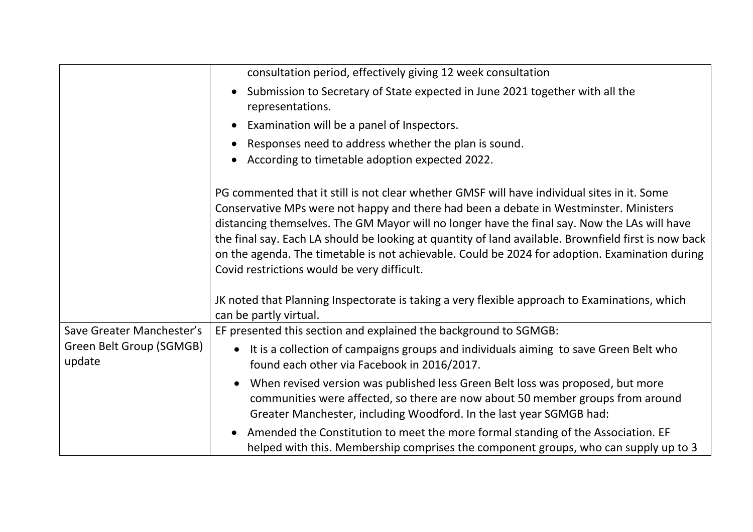| | |
|---|---|
| | consultation period, effectively giving 12 week consultation<br>• Submission to Secretary of State expected in June 2021 together with all the representations.<br>• Examination will be a panel of Inspectors.<br>• Responses need to address whether the plan is sound.<br>• According to timetable adoption expected 2022.<br><br>PG commented that it still is not clear whether GMSF will have individual sites in it. Some Conservative MPs were not happy and there had been a debate in Westminster. Ministers distancing themselves. The GM Mayor will no longer have the final say. Now the LAs will have the final say. Each LA should be looking at quantity of land available. Brownfield first is now back on the agenda. The timetable is not achievable. Could be 2024 for adoption. Examination during Covid restrictions would be very difficult.<br><br>JK noted that Planning Inspectorate is taking a very flexible approach to Examinations, which can be partly virtual. |
| Save Greater Manchester's Green Belt Group (SGMGB) update | EF presented this section and explained the background to SGMGB:<br>• It is a collection of campaigns groups and individuals aiming to save Green Belt who found each other via Facebook in 2016/2017.<br>• When revised version was published less Green Belt loss was proposed, but more communities were affected, so there are now about 50 member groups from around Greater Manchester, including Woodford. In the last year SGMGB had:<br>• Amended the Constitution to meet the more formal standing of the Association. EF helped with this. Membership comprises the component groups, who can supply up to 3 |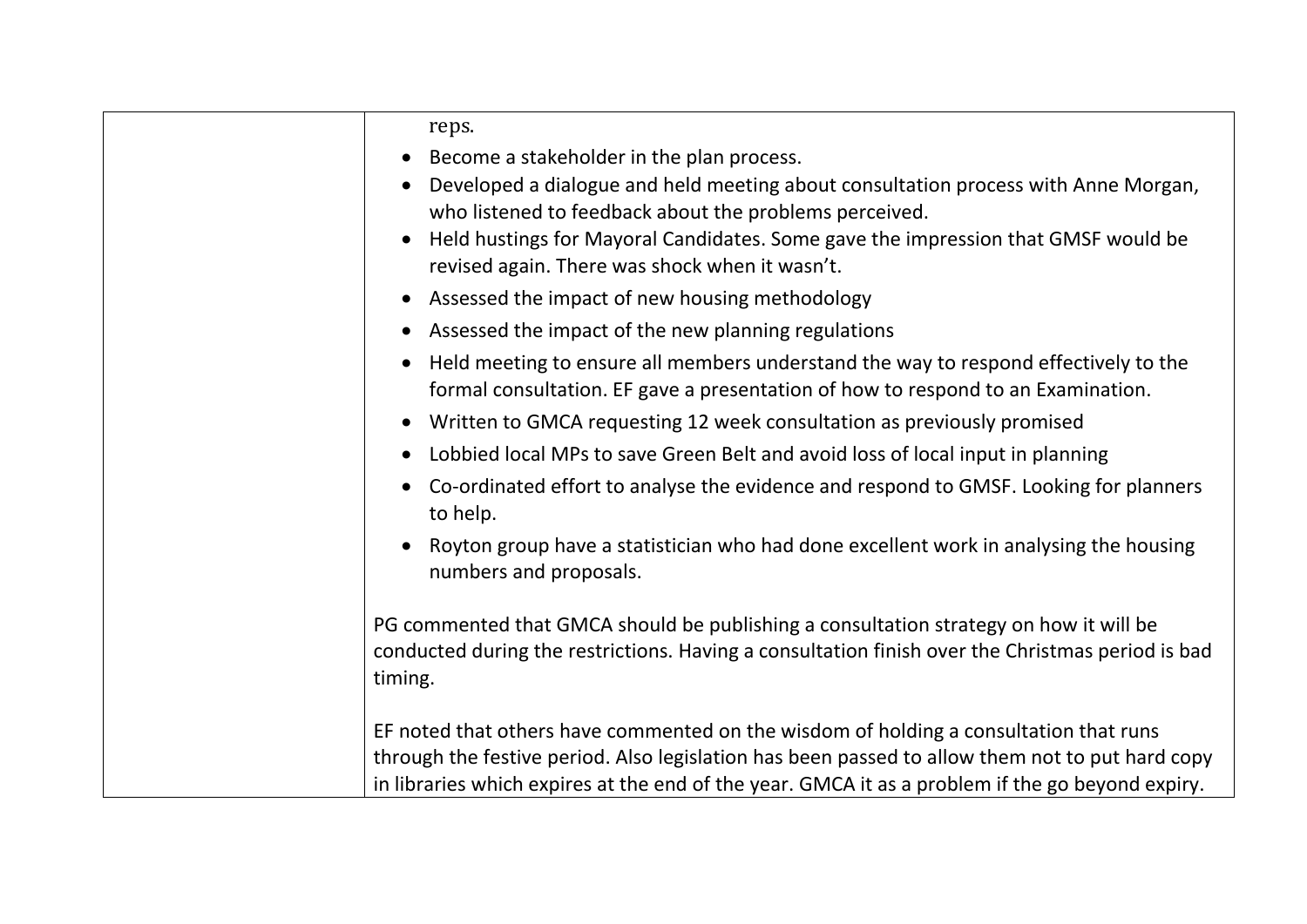| | reps.<br>• Become a stakeholder in the plan process.<br>• Developed a dialogue and held meeting about consultation process with Anne Morgan, who listened to feedback about the problems perceived.<br>• Held hustings for Mayoral Candidates. Some gave the impression that GMSF would be revised again. There was shock when it wasn't.<br>• Assessed the impact of new housing methodology<br>• Assessed the impact of the new planning regulations<br>• Held meeting to ensure all members understand the way to respond effectively to the formal consultation. EF gave a presentation of how to respond to an Examination.<br>• Written to GMCA requesting 12 week consultation as previously promised<br>• Lobbied local MPs to save Green Belt and avoid loss of local input in planning<br>• Co-ordinated effort to analyse the evidence and respond to GMSF. Looking for planners to help.<br>• Royton group have a statistician who had done excellent work in analysing the housing numbers and proposals.<br><br>PG commented that GMCA should be publishing a consultation strategy on how it will be conducted during the restrictions. Having a consultation finish over the Christmas period is bad timing.<br><br>EF noted that others have commented on the wisdom of holding a consultation that runs through the festive period. Also legislation has been passed to allow them not to put hard copy in libraries which expires at the end of the year. GMCA it as a problem if the go beyond expiry. |
|---|---|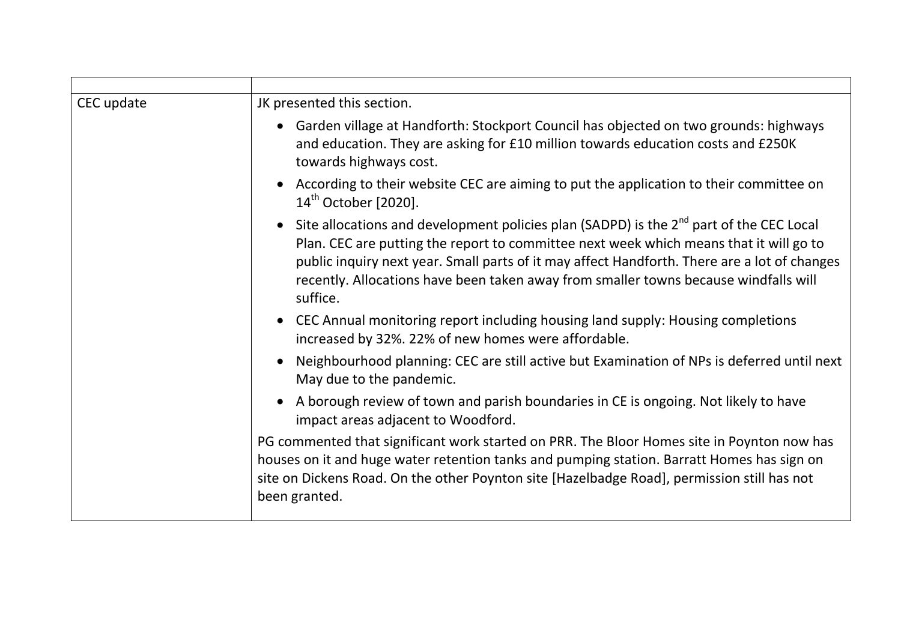| | |
|---|---|
| CEC update | JK presented this section.<br>• Garden village at Handforth: Stockport Council has objected on two grounds: highways and education. They are asking for £10 million towards education costs and £250K towards highways cost.<br>• According to their website CEC are aiming to put the application to their committee on 14th October [2020].<br>• Site allocations and development policies plan (SADPD) is the 2nd part of the CEC Local Plan. CEC are putting the report to committee next week which means that it will go to public inquiry next year. Small parts of it may affect Handforth. There are a lot of changes recently. Allocations have been taken away from smaller towns because windfalls will suffice.<br>• CEC Annual monitoring report including housing land supply: Housing completions increased by 32%. 22% of new homes were affordable.<br>• Neighbourhood planning: CEC are still active but Examination of NPs is deferred until next May due to the pandemic.<br>• A borough review of town and parish boundaries in CE is ongoing. Not likely to have impact areas adjacent to Woodford.<br>PG commented that significant work started on PRR. The Bloor Homes site in Poynton now has houses on it and huge water retention tanks and pumping station. Barratt Homes has sign on site on Dickens Road. On the other Poynton site [Hazelbadge Road], permission still has not been granted. |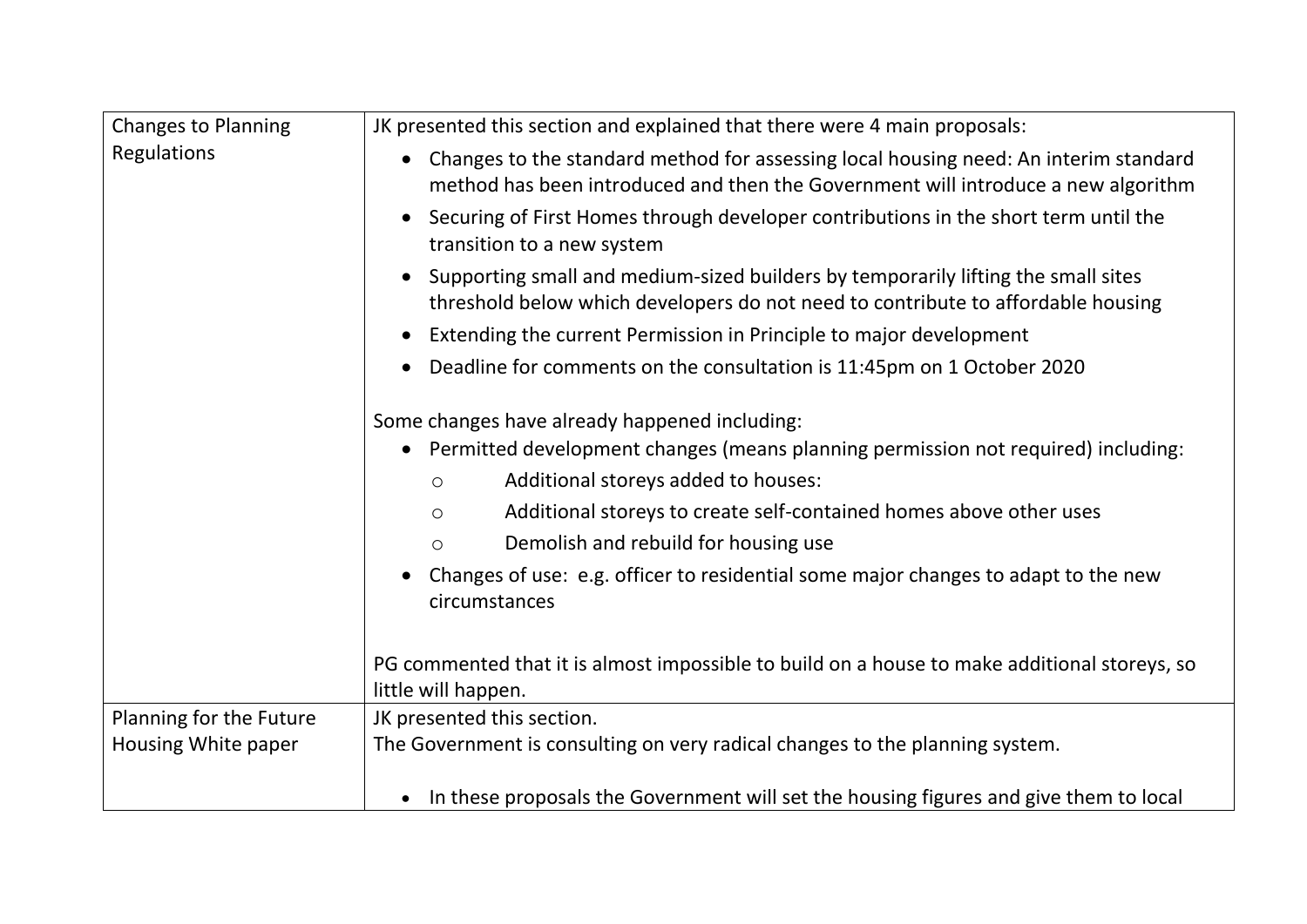| | |
|---|---|
| Changes to Planning Regulations | JK presented this section and explained that there were 4 main proposals:<br>• Changes to the standard method for assessing local housing need: An interim standard method has been introduced and then the Government will introduce a new algorithm<br>• Securing of First Homes through developer contributions in the short term until the transition to a new system<br>• Supporting small and medium-sized builders by temporarily lifting the small sites threshold below which developers do not need to contribute to affordable housing<br>• Extending the current Permission in Principle to major development<br>• Deadline for comments on the consultation is 11:45pm on 1 October 2020<br><br>Some changes have already happened including:<br>• Permitted development changes (means planning permission not required) including:<br>&nbsp;&nbsp;o Additional storeys added to houses:<br>&nbsp;&nbsp;o Additional storeys to create self-contained homes above other uses<br>&nbsp;&nbsp;o Demolish and rebuild for housing use<br>• Changes of use: e.g. officer to residential some major changes to adapt to the new circumstances<br><br>PG commented that it is almost impossible to build on a house to make additional storeys, so little will happen. |
| Planning for the Future Housing White paper | JK presented this section.<br>The Government is consulting on very radical changes to the planning system.<br><br>• In these proposals the Government will set the housing figures and give them to local |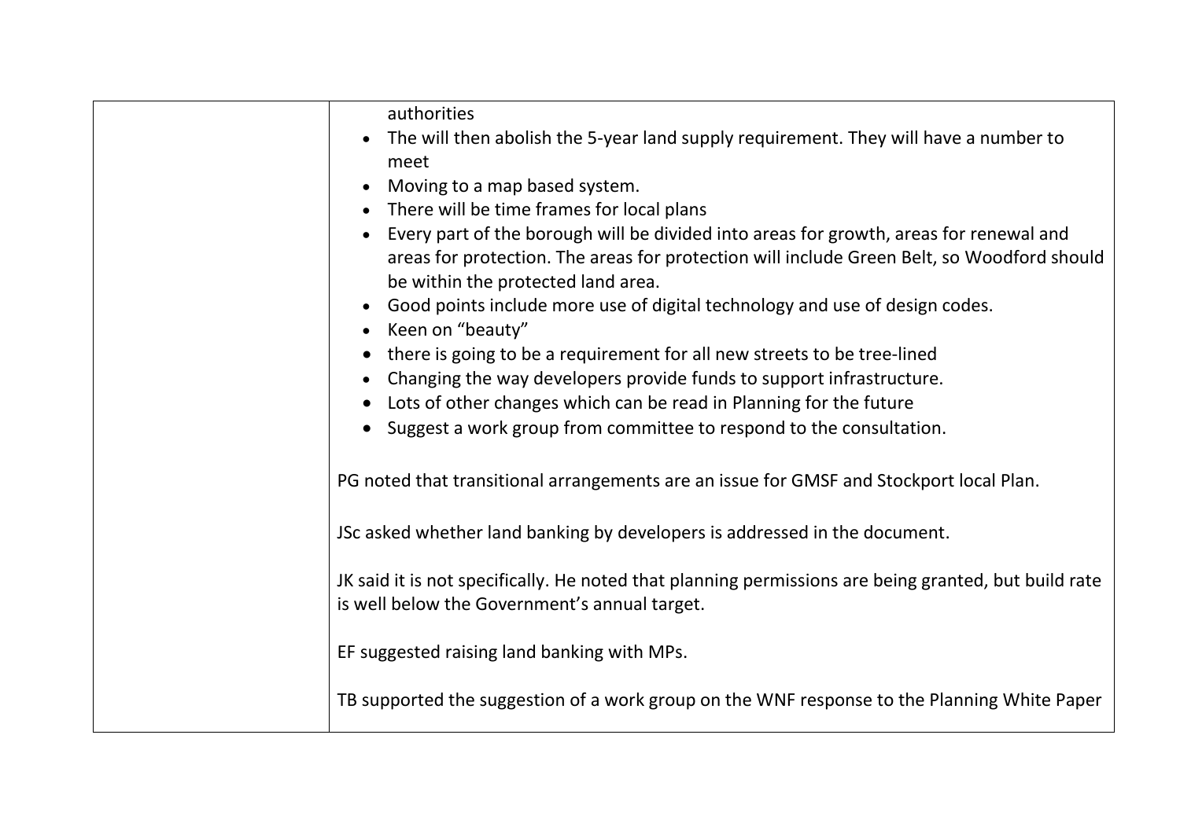| | authorities<br>• The will then abolish the 5-year land supply requirement. They will have a number to meet<br>• Moving to a map based system.<br>• There will be time frames for local plans<br>• Every part of the borough will be divided into areas for growth, areas for renewal and areas for protection. The areas for protection will include Green Belt, so Woodford should be within the protected land area.<br>• Good points include more use of digital technology and use of design codes.<br>• Keen on "beauty"<br>• there is going to be a requirement for all new streets to be tree-lined<br>• Changing the way developers provide funds to support infrastructure.<br>• Lots of other changes which can be read in Planning for the future<br>• Suggest a work group from committee to respond to the consultation.<br><br>PG noted that transitional arrangements are an issue for GMSF and Stockport local Plan.<br><br>JSc asked whether land banking by developers is addressed in the document.<br><br>JK said it is not specifically. He noted that planning permissions are being granted, but build rate is well below the Government's annual target.<br><br>EF suggested raising land banking with MPs.<br><br>TB supported the suggestion of a work group on the WNF response to the Planning White Paper |
|---|---|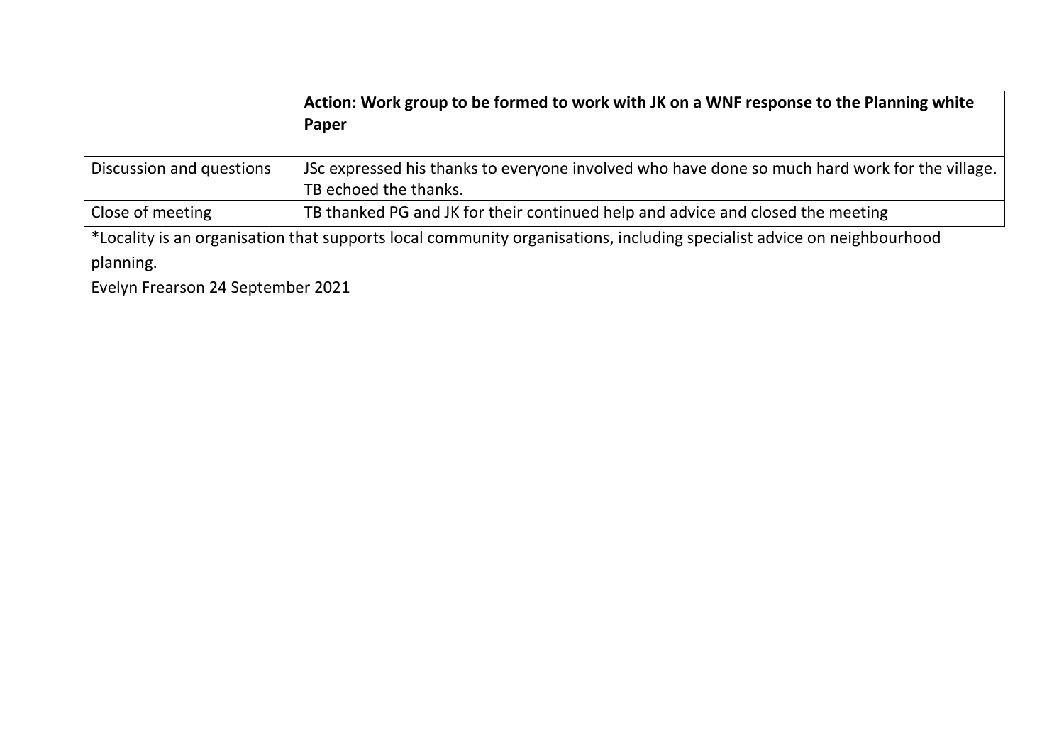| | |
|---|---|
| | **Action: Work group to be formed to work with JK on a WNF response to the Planning white Paper** |
| Discussion and questions | JSc expressed his thanks to everyone involved who have done so much hard work for the village. TB echoed the thanks. |
| Close of meeting | TB thanked PG and JK for their continued help and advice and closed the meeting |

*Locality is an organisation that supports local community organisations, including specialist advice on neighbourhood planning.

Evelyn Frearson 24 September 2021